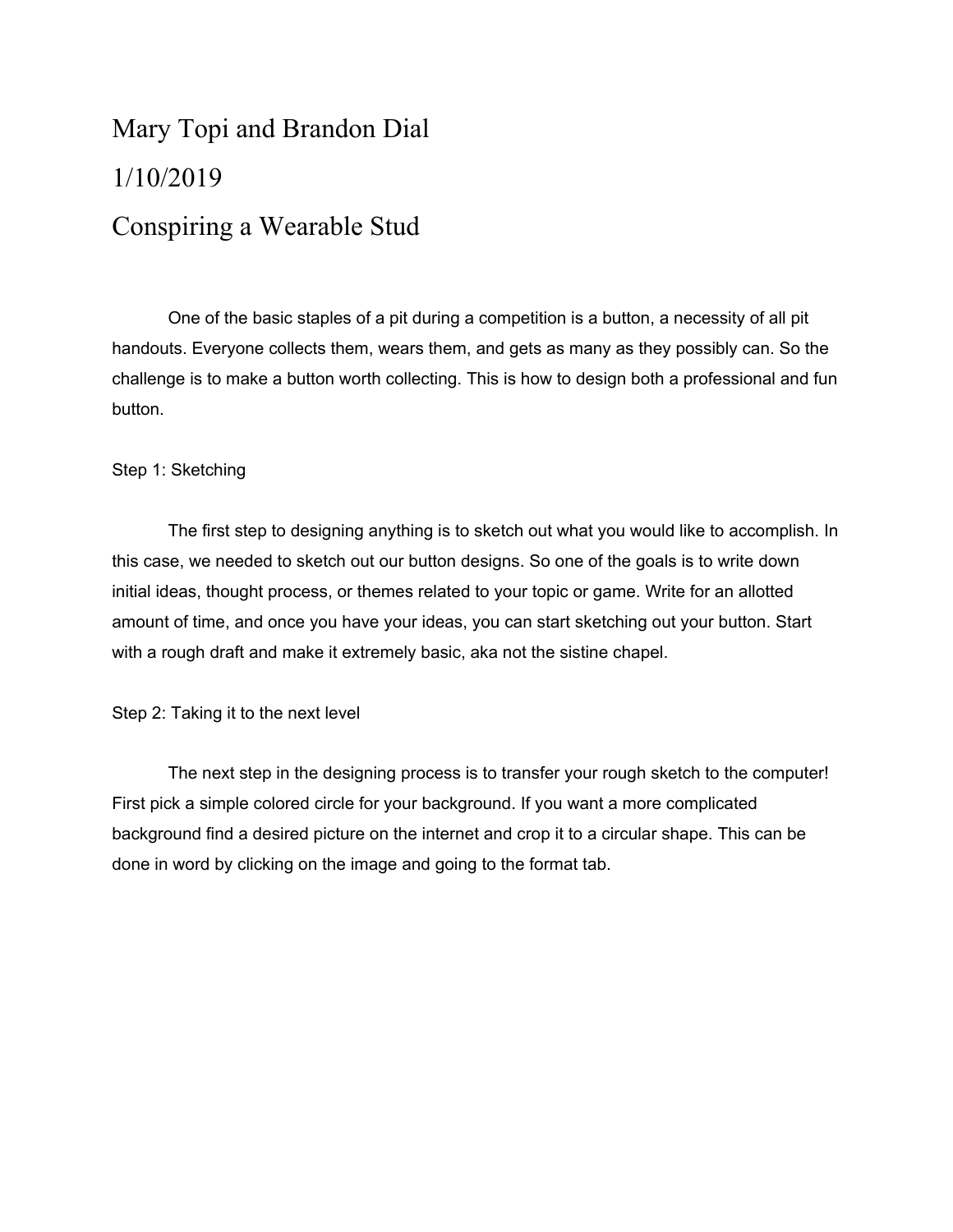Mary Topi and Brandon Dial

1/10/2019

# Conspiring a Wearable Stud

One of the basic staples of a pit during a competition is a button, a necessity of all pit handouts. Everyone collects them, wears them, and gets as many as they possibly can. So the challenge is to make a button worth collecting. This is how to design both a professional and fun button.

## Step 1: Sketching

The first step to designing anything is to sketch out what you would like to accomplish. In this case, we needed to sketch out our button designs. So one of the goals is to write down initial ideas, thought process, or themes related to your topic or game. Write for an allotted amount of time, and once you have your ideas, you can start sketching out your button. Start with a rough draft and make it extremely basic, aka not the sistine chapel.

## Step 2: Taking it to the next level

The next step in the designing process is to transfer your rough sketch to the computer! First pick a simple colored circle for your background. If you want a more complicated background find a desired picture on the internet and crop it to a circular shape. This can be done in word by clicking on the image and going to the format tab.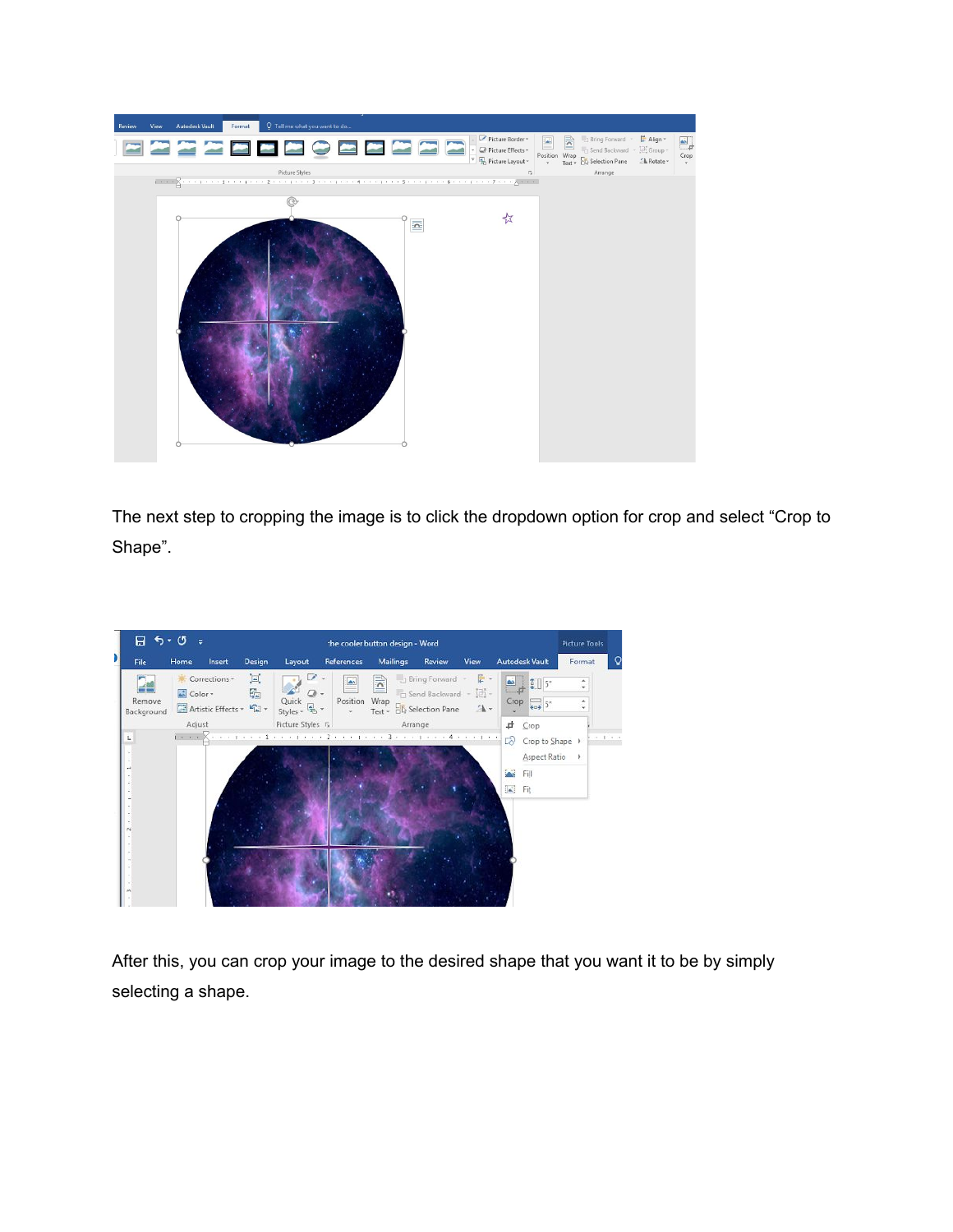The next step to cropping the image is to click the dropdown option for crop and select “Crop to Shape”.

After this, you can crop your image to the desired shape that you want it to be by simply selecting a shape.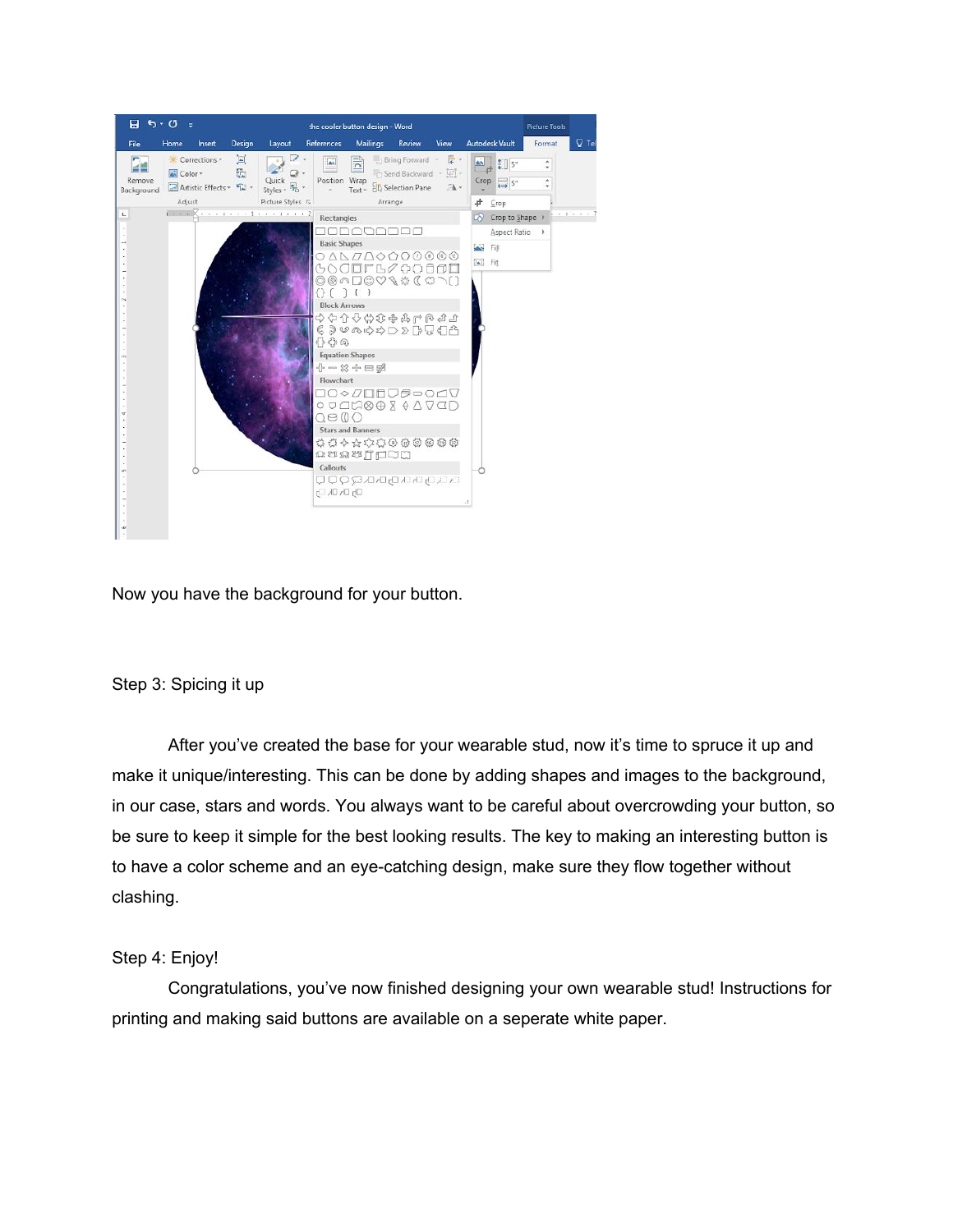Now you have the background for your button.

Step 3: Spicing it up

After you've created the base for your wearable stud, now it's time to spruce it up and make it unique/interesting. This can be done by adding shapes and images to the background, in our case, stars and words. You always want to be careful about overcrowding your button, so be sure to keep it simple for the best looking results. The key to making an interesting button is to have a color scheme and an eye-catching design, make sure they flow together without clashing.

Step 4: Enjoy!

Congratulations, you've now finished designing your own wearable stud! Instructions for printing and making said buttons are available on a seperate white paper.